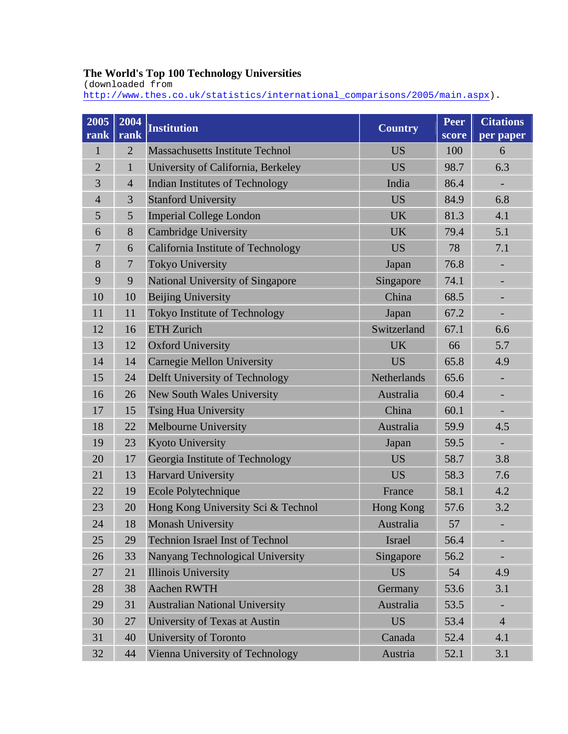**The World's Top 100 Technology Universities**
(downloaded from http://www.thes.co.uk/statistics/international_comparisons/2005/main.aspx).

| 2005 rank | 2004 rank | Institution | Country | Peer score | Citations per paper |
|---|---|---|---|---|---|
| 1 | 2 | Massachusetts Institute Technol | US | 100 | 6 |
| 2 | 1 | University of California, Berkeley | US | 98.7 | 6.3 |
| 3 | 4 | Indian Institutes of Technology | India | 86.4 | - |
| 4 | 3 | Stanford University | US | 84.9 | 6.8 |
| 5 | 5 | Imperial College London | UK | 81.3 | 4.1 |
| 6 | 8 | Cambridge University | UK | 79.4 | 5.1 |
| 7 | 6 | California Institute of Technology | US | 78 | 7.1 |
| 8 | 7 | Tokyo University | Japan | 76.8 | - |
| 9 | 9 | National University of Singapore | Singapore | 74.1 | - |
| 10 | 10 | Beijing University | China | 68.5 | - |
| 11 | 11 | Tokyo Institute of Technology | Japan | 67.2 | - |
| 12 | 16 | ETH Zurich | Switzerland | 67.1 | 6.6 |
| 13 | 12 | Oxford University | UK | 66 | 5.7 |
| 14 | 14 | Carnegie Mellon University | US | 65.8 | 4.9 |
| 15 | 24 | Delft University of Technology | Netherlands | 65.6 | - |
| 16 | 26 | New South Wales University | Australia | 60.4 | - |
| 17 | 15 | Tsing Hua University | China | 60.1 | - |
| 18 | 22 | Melbourne University | Australia | 59.9 | 4.5 |
| 19 | 23 | Kyoto University | Japan | 59.5 | - |
| 20 | 17 | Georgia Institute of Technology | US | 58.7 | 3.8 |
| 21 | 13 | Harvard University | US | 58.3 | 7.6 |
| 22 | 19 | Ecole Polytechnique | France | 58.1 | 4.2 |
| 23 | 20 | Hong Kong University Sci & Technol | Hong Kong | 57.6 | 3.2 |
| 24 | 18 | Monash University | Australia | 57 | - |
| 25 | 29 | Technion Israel Inst of Technol | Israel | 56.4 | - |
| 26 | 33 | Nanyang Technological University | Singapore | 56.2 | - |
| 27 | 21 | Illinois University | US | 54 | 4.9 |
| 28 | 38 | Aachen RWTH | Germany | 53.6 | 3.1 |
| 29 | 31 | Australian National University | Australia | 53.5 | - |
| 30 | 27 | University of Texas at Austin | US | 53.4 | 4 |
| 31 | 40 | University of Toronto | Canada | 52.4 | 4.1 |
| 32 | 44 | Vienna University of Technology | Austria | 52.1 | 3.1 |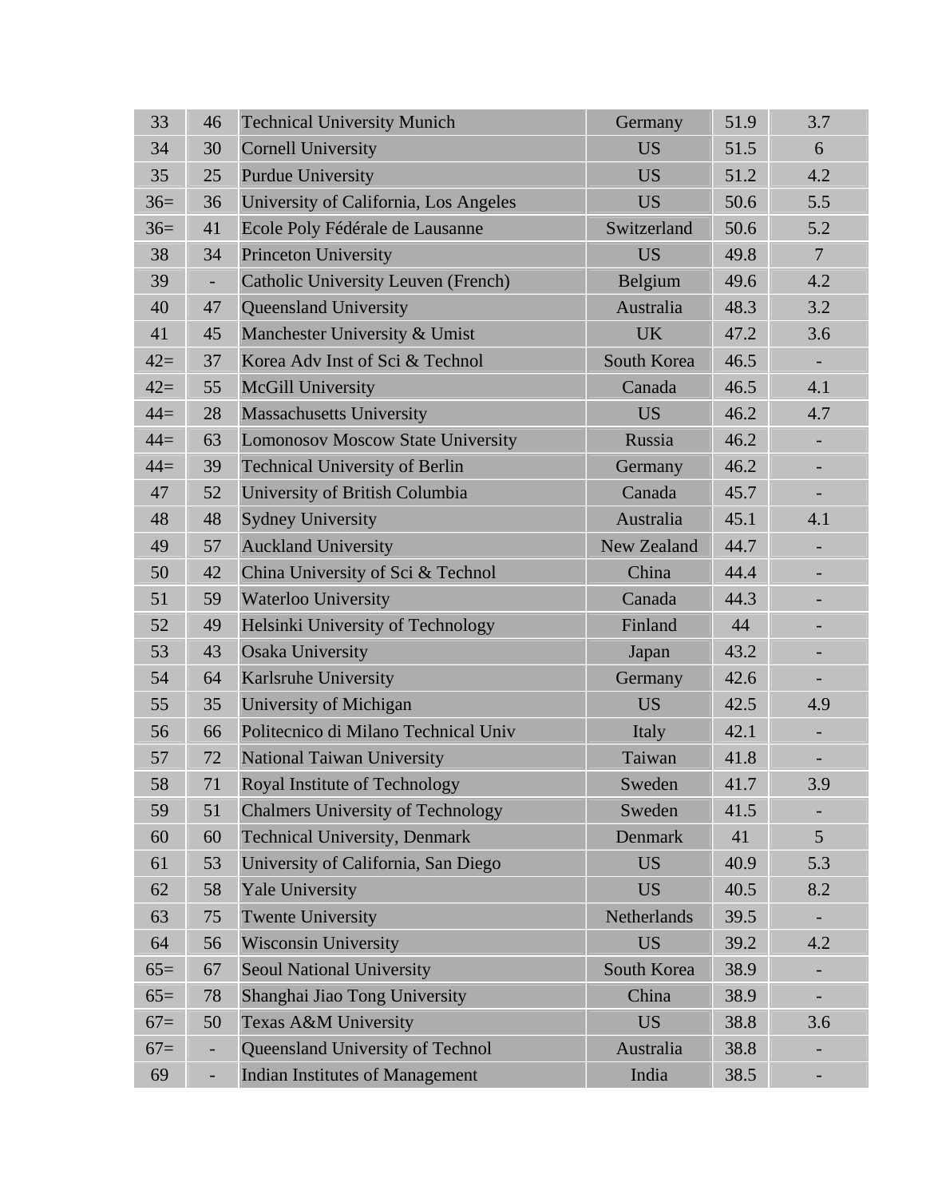| | | | | | |
|---|---|---|---|---|---|
| 33 | 46 | Technical University Munich | Germany | 51.9 | 3.7 |
| 34 | 30 | Cornell University | US | 51.5 | 6 |
| 35 | 25 | Purdue University | US | 51.2 | 4.2 |
| 36= | 36 | University of California, Los Angeles | US | 50.6 | 5.5 |
| 36= | 41 | Ecole Poly Fédérale de Lausanne | Switzerland | 50.6 | 5.2 |
| 38 | 34 | Princeton University | US | 49.8 | 7 |
| 39 | - | Catholic University Leuven (French) | Belgium | 49.6 | 4.2 |
| 40 | 47 | Queensland University | Australia | 48.3 | 3.2 |
| 41 | 45 | Manchester University & Umist | UK | 47.2 | 3.6 |
| 42= | 37 | Korea Adv Inst of Sci & Technol | South Korea | 46.5 | - |
| 42= | 55 | McGill University | Canada | 46.5 | 4.1 |
| 44= | 28 | Massachusetts University | US | 46.2 | 4.7 |
| 44= | 63 | Lomonosov Moscow State University | Russia | 46.2 | - |
| 44= | 39 | Technical University of Berlin | Germany | 46.2 | - |
| 47 | 52 | University of British Columbia | Canada | 45.7 | - |
| 48 | 48 | Sydney University | Australia | 45.1 | 4.1 |
| 49 | 57 | Auckland University | New Zealand | 44.7 | - |
| 50 | 42 | China University of Sci & Technol | China | 44.4 | - |
| 51 | 59 | Waterloo University | Canada | 44.3 | - |
| 52 | 49 | Helsinki University of Technology | Finland | 44 | - |
| 53 | 43 | Osaka University | Japan | 43.2 | - |
| 54 | 64 | Karlsruhe University | Germany | 42.6 | - |
| 55 | 35 | University of Michigan | US | 42.5 | 4.9 |
| 56 | 66 | Politecnico di Milano Technical Univ | Italy | 42.1 | - |
| 57 | 72 | National Taiwan University | Taiwan | 41.8 | - |
| 58 | 71 | Royal Institute of Technology | Sweden | 41.7 | 3.9 |
| 59 | 51 | Chalmers University of Technology | Sweden | 41.5 | - |
| 60 | 60 | Technical University, Denmark | Denmark | 41 | 5 |
| 61 | 53 | University of California, San Diego | US | 40.9 | 5.3 |
| 62 | 58 | Yale University | US | 40.5 | 8.2 |
| 63 | 75 | Twente University | Netherlands | 39.5 | - |
| 64 | 56 | Wisconsin University | US | 39.2 | 4.2 |
| 65= | 67 | Seoul National University | South Korea | 38.9 | - |
| 65= | 78 | Shanghai Jiao Tong University | China | 38.9 | - |
| 67= | 50 | Texas A&M University | US | 38.8 | 3.6 |
| 67= | - | Queensland University of Technol | Australia | 38.8 | - |
| 69 | - | Indian Institutes of Management | India | 38.5 | - |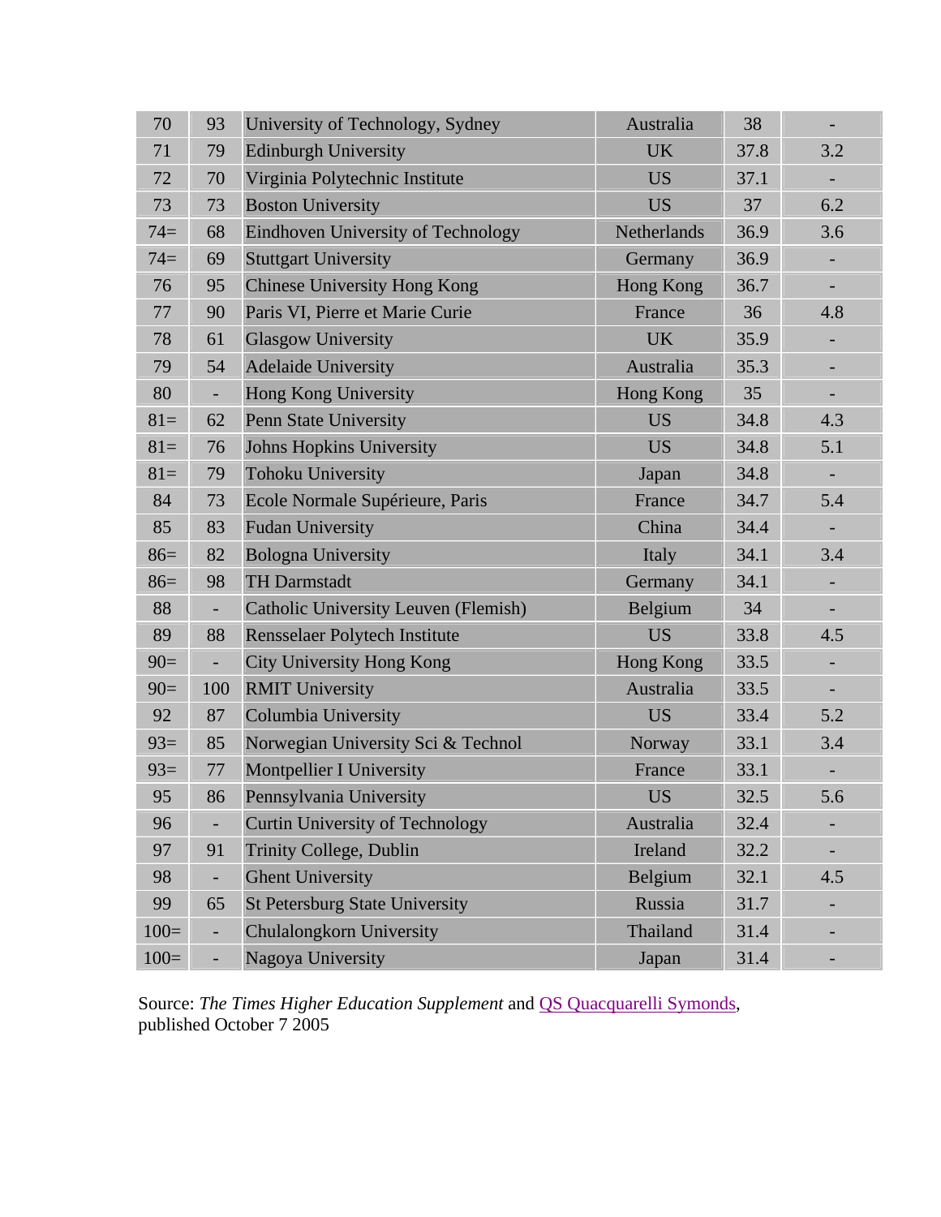| | | | | | |
|---|---|---|---|---|---|
| 70 | 93 | University of Technology, Sydney | Australia | 38 | - |
| 71 | 79 | Edinburgh University | UK | 37.8 | 3.2 |
| 72 | 70 | Virginia Polytechnic Institute | US | 37.1 | - |
| 73 | 73 | Boston University | US | 37 | 6.2 |
| 74= | 68 | Eindhoven University of Technology | Netherlands | 36.9 | 3.6 |
| 74= | 69 | Stuttgart University | Germany | 36.9 | - |
| 76 | 95 | Chinese University Hong Kong | Hong Kong | 36.7 | - |
| 77 | 90 | Paris VI, Pierre et Marie Curie | France | 36 | 4.8 |
| 78 | 61 | Glasgow University | UK | 35.9 | - |
| 79 | 54 | Adelaide University | Australia | 35.3 | - |
| 80 | - | Hong Kong University | Hong Kong | 35 | - |
| 81= | 62 | Penn State University | US | 34.8 | 4.3 |
| 81= | 76 | Johns Hopkins University | US | 34.8 | 5.1 |
| 81= | 79 | Tohoku University | Japan | 34.8 | - |
| 84 | 73 | Ecole Normale Supérieure, Paris | France | 34.7 | 5.4 |
| 85 | 83 | Fudan University | China | 34.4 | - |
| 86= | 82 | Bologna University | Italy | 34.1 | 3.4 |
| 86= | 98 | TH Darmstadt | Germany | 34.1 | - |
| 88 | - | Catholic University Leuven (Flemish) | Belgium | 34 | - |
| 89 | 88 | Rensselaer Polytech Institute | US | 33.8 | 4.5 |
| 90= | - | City University Hong Kong | Hong Kong | 33.5 | - |
| 90= | 100 | RMIT University | Australia | 33.5 | - |
| 92 | 87 | Columbia University | US | 33.4 | 5.2 |
| 93= | 85 | Norwegian University Sci & Technol | Norway | 33.1 | 3.4 |
| 93= | 77 | Montpellier I University | France | 33.1 | - |
| 95 | 86 | Pennsylvania University | US | 32.5 | 5.6 |
| 96 | - | Curtin University of Technology | Australia | 32.4 | - |
| 97 | 91 | Trinity College, Dublin | Ireland | 32.2 | - |
| 98 | - | Ghent University | Belgium | 32.1 | 4.5 |
| 99 | 65 | St Petersburg State University | Russia | 31.7 | - |
| 100= | - | Chulalongkorn University | Thailand | 31.4 | - |
| 100= | - | Nagoya University | Japan | 31.4 | - |

Source: *The Times Higher Education Supplement* and QS Quacquarelli Symonds, published October 7 2005